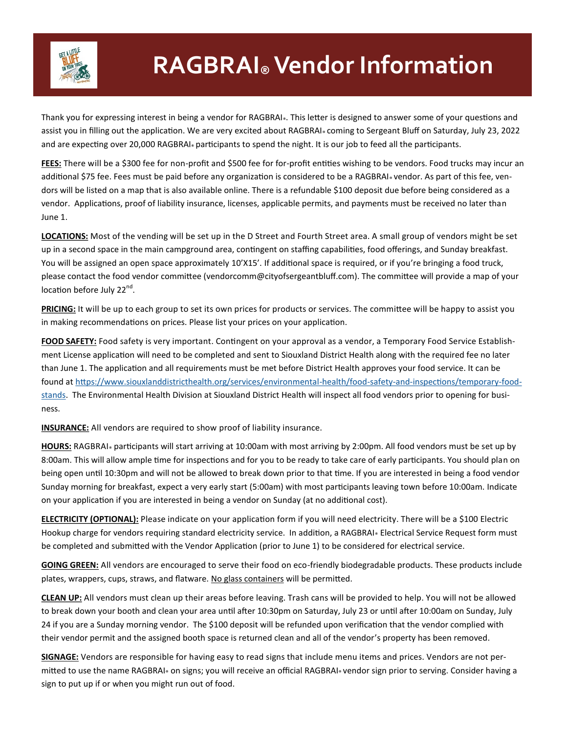# RAGBRAI® Vendor Information

Thank you for expressing interest in being a vendor for RAGBRAI®. This letter is designed to answer some of your questions and assist you in filling out the application. We are very excited about RAGBRAI® coming to Sergeant Bluff on Saturday, July 23, 2022 and are expecting over 20,000 RAGBRAI® participants to spend the night. It is our job to feed all the participants.

**FEES:** There will be a $300 fee for non-profit and $500 fee for for-profit entities wishing to be vendors. Food trucks may incur an additional $75 fee. Fees must be paid before any organization is considered to be a RAGBRAI® vendor. As part of this fee, vendors will be listed on a map that is also available online. There is a refundable $100 deposit due before being considered as a vendor. Applications, proof of liability insurance, licenses, applicable permits, and payments must be received no later than June 1.

**LOCATIONS:** Most of the vending will be set up in the D Street and Fourth Street area. A small group of vendors might be set up in a second space in the main campground area, contingent on staffing capabilities, food offerings, and Sunday breakfast. You will be assigned an open space approximately 10'X15'. If additional space is required, or if you're bringing a food truck, please contact the food vendor committee (vendorcomm@cityofsergeantbluff.com). The committee will provide a map of your location before July 22nd.

**PRICING:** It will be up to each group to set its own prices for products or services. The committee will be happy to assist you in making recommendations on prices. Please list your prices on your application.

**FOOD SAFETY:** Food safety is very important. Contingent on your approval as a vendor, a Temporary Food Service Establishment License application will need to be completed and sent to Siouxland District Health along with the required fee no later than June 1. The application and all requirements must be met before District Health approves your food service. It can be found at https://www.siouxlanddistricthealth.org/services/environmental-health/food-safety-and-inspections/temporary-food-stands. The Environmental Health Division at Siouxland District Health will inspect all food vendors prior to opening for business.

**INSURANCE:** All vendors are required to show proof of liability insurance.

**HOURS:** RAGBRAI® participants will start arriving at 10:00am with most arriving by 2:00pm. All food vendors must be set up by 8:00am. This will allow ample time for inspections and for you to be ready to take care of early participants. You should plan on being open until 10:30pm and will not be allowed to break down prior to that time. If you are interested in being a food vendor Sunday morning for breakfast, expect a very early start (5:00am) with most participants leaving town before 10:00am. Indicate on your application if you are interested in being a vendor on Sunday (at no additional cost).

**ELECTRICITY (OPTIONAL):** Please indicate on your application form if you will need electricity. There will be a $100 Electric Hookup charge for vendors requiring standard electricity service. In addition, a RAGBRAI® Electrical Service Request form must be completed and submitted with the Vendor Application (prior to June 1) to be considered for electrical service.

**GOING GREEN:** All vendors are encouraged to serve their food on eco-friendly biodegradable products. These products include plates, wrappers, cups, straws, and flatware. No glass containers will be permitted.

**CLEAN UP:** All vendors must clean up their areas before leaving. Trash cans will be provided to help. You will not be allowed to break down your booth and clean your area until after 10:30pm on Saturday, July 23 or until after 10:00am on Sunday, July 24 if you are a Sunday morning vendor. The $100 deposit will be refunded upon verification that the vendor complied with their vendor permit and the assigned booth space is returned clean and all of the vendor's property has been removed.

**SIGNAGE:** Vendors are responsible for having easy to read signs that include menu items and prices. Vendors are not permitted to use the name RAGBRAI® on signs; you will receive an official RAGBRAI® vendor sign prior to serving. Consider having a sign to put up if or when you might run out of food.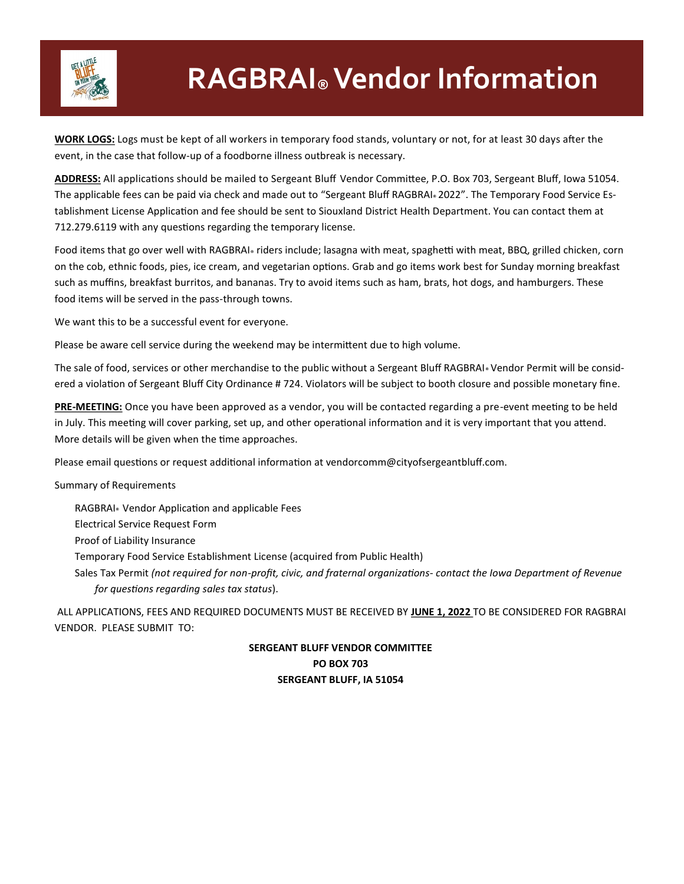# RAGBRAI® Vendor Information

**WORK LOGS:** Logs must be kept of all workers in temporary food stands, voluntary or not, for at least 30 days after the event, in the case that follow-up of a foodborne illness outbreak is necessary.

**ADDRESS:** All applications should be mailed to Sergeant Bluff Vendor Committee, P.O. Box 703, Sergeant Bluff, Iowa 51054. The applicable fees can be paid via check and made out to "Sergeant Bluff RAGBRAI® 2022". The Temporary Food Service Establishment License Application and fee should be sent to Siouxland District Health Department. You can contact them at 712.279.6119 with any questions regarding the temporary license.

Food items that go over well with RAGBRAI® riders include; lasagna with meat, spaghetti with meat, BBQ, grilled chicken, corn on the cob, ethnic foods, pies, ice cream, and vegetarian options. Grab and go items work best for Sunday morning breakfast such as muffins, breakfast burritos, and bananas. Try to avoid items such as ham, brats, hot dogs, and hamburgers. These food items will be served in the pass-through towns.

We want this to be a successful event for everyone.

Please be aware cell service during the weekend may be intermittent due to high volume.

The sale of food, services or other merchandise to the public without a Sergeant Bluff RAGBRAI® Vendor Permit will be considered a violation of Sergeant Bluff City Ordinance # 724. Violators will be subject to booth closure and possible monetary fine.

**PRE-MEETING:** Once you have been approved as a vendor, you will be contacted regarding a pre-event meeting to be held in July. This meeting will cover parking, set up, and other operational information and it is very important that you attend. More details will be given when the time approaches.

Please email questions or request additional information at vendorcomm@cityofsergeantbluff.com.

Summary of Requirements

- RAGBRAI® Vendor Application and applicable Fees
- Electrical Service Request Form
- Proof of Liability Insurance
- Temporary Food Service Establishment License (acquired from Public Health)
- Sales Tax Permit *(not required for non-profit, civic, and fraternal organizations- contact the Iowa Department of Revenue for questions regarding sales tax status*).

ALL APPLICATIONS, FEES AND REQUIRED DOCUMENTS MUST BE RECEIVED BY **JUNE 1, 2022** TO BE CONSIDERED FOR RAGBRAI VENDOR. PLEASE SUBMIT TO:

**SERGEANT BLUFF VENDOR COMMITTEE**
**PO BOX 703**
**SERGEANT BLUFF, IA 51054**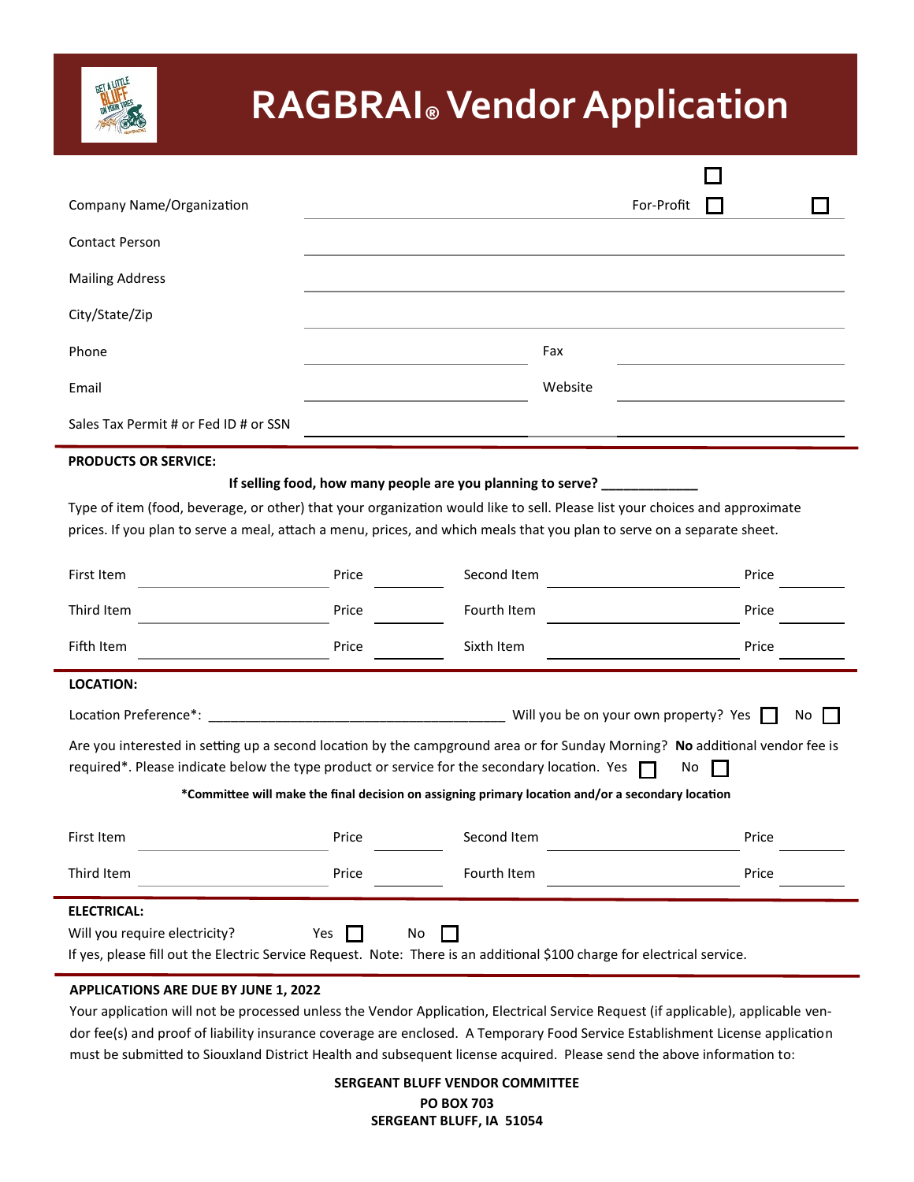# RAGBRAI® Vendor Application

| | |
|---|---|
| Company Name/Organization | For-Profit ☐ ☐ ☐ |
| Contact Person | |
| Mailing Address | |
| City/State/Zip | |
| Phone | Fax |
| Email | Website |
| Sales Tax Permit # or Fed ID # or SSN | |

**PRODUCTS OR SERVICE:**

**If selling food, how many people are you planning to serve? \_\_\_\_\_\_\_\_\_\_\_\_\_**

Type of item (food, beverage, or other) that your organization would like to sell. Please list your choices and approximate prices. If you plan to serve a meal, attach a menu, prices, and which meals that you plan to serve on a separate sheet.

| | | | | | | | |
|---|---|---|---|---|---|---|---|
| First Item | | Price | | Second Item | | Price | |
| Third Item | | Price | | Fourth Item | | Price | |
| Fifth Item | | Price | | Sixth Item | | Price | |

**LOCATION:**

Location Preference*: \_\_\_\_\_\_\_\_\_\_\_\_\_\_\_\_\_\_\_\_\_\_\_\_\_\_\_\_\_\_\_\_\_\_\_\_\_\_\_\_ Will you be on your own property? Yes ☐ No ☐

Are you interested in setting up a second location by the campground area or for Sunday Morning? **No** additional vendor fee is required*. Please indicate below the type product or service for the secondary location. Yes ☐ No ☐

**\*Committee will make the final decision on assigning primary location and/or a secondary location**

| | | | | | | | |
|---|---|---|---|---|---|---|---|
| First Item | | Price | | Second Item | | Price | |
| Third Item | | Price | | Fourth Item | | Price | |

**ELECTRICAL:**

Will you require electricity? Yes ☐ No ☐

If yes, please fill out the Electric Service Request. Note: There is an additional $100 charge for electrical service.

**APPLICATIONS ARE DUE BY JUNE 1, 2022**

Your application will not be processed unless the Vendor Application, Electrical Service Request (if applicable), applicable vendor fee(s) and proof of liability insurance coverage are enclosed. A Temporary Food Service Establishment License application must be submitted to Siouxland District Health and subsequent license acquired. Please send the above information to:

**SERGEANT BLUFF VENDOR COMMITTEE**
**PO BOX 703**
**SERGEANT BLUFF, IA 51054**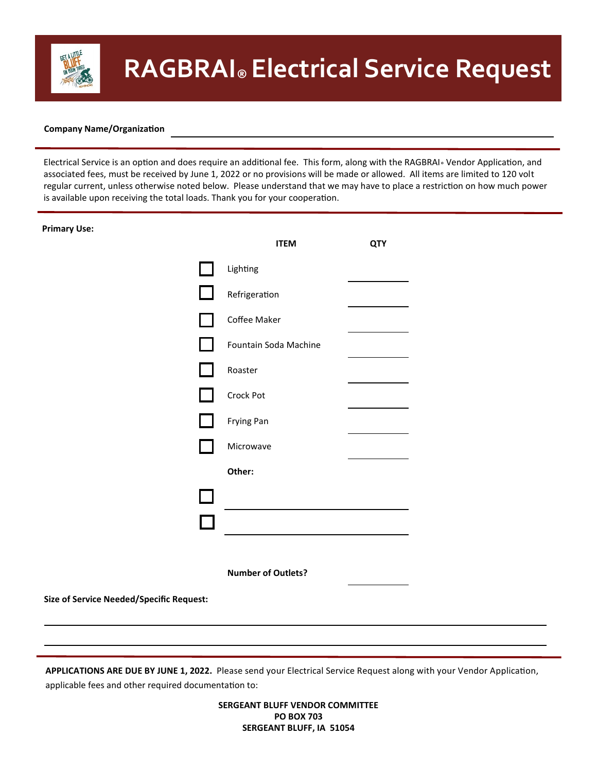# RAGBRAI® Electrical Service Request

**Company Name/Organization** \_\_\_\_\_\_\_\_\_\_\_\_\_\_\_\_\_\_\_\_\_\_\_\_\_\_\_\_\_\_\_\_\_\_\_\_\_\_\_\_

Electrical Service is an option and does require an additional fee. This form, along with the RAGBRAI® Vendor Application, and associated fees, must be received by June 1, 2022 or no provisions will be made or allowed. All items are limited to 120 volt regular current, unless otherwise noted below. Please understand that we may have to place a restriction on how much power is available upon receiving the total loads. Thank you for your cooperation.

**Primary Use:**

| | ITEM | QTY |
|---|---|---|
| ☐ | Lighting | \_\_\_\_\_\_ |
| ☐ | Refrigeration | \_\_\_\_\_\_ |
| ☐ | Coffee Maker | \_\_\_\_\_\_ |
| ☐ | Fountain Soda Machine | \_\_\_\_\_\_ |
| ☐ | Roaster | \_\_\_\_\_\_ |
| ☐ | Crock Pot | \_\_\_\_\_\_ |
| ☐ | Frying Pan | \_\_\_\_\_\_ |
| ☐ | Microwave | \_\_\_\_\_\_ |
| | **Other:** | |
| ☐ | \_\_\_\_\_\_\_\_\_\_\_\_ | \_\_\_\_\_\_ |
| ☐ | \_\_\_\_\_\_\_\_\_\_\_\_ | \_\_\_\_\_\_ |

**Number of Outlets?** \_\_\_\_\_\_

**Size of Service Needed/Specific Request:**

\_\_\_\_\_\_\_\_\_\_\_\_\_\_\_\_\_\_\_\_\_\_\_\_\_\_\_\_\_\_\_\_\_\_\_\_\_\_\_\_\_\_\_\_\_\_\_\_\_\_\_\_\_\_

\_\_\_\_\_\_\_\_\_\_\_\_\_\_\_\_\_\_\_\_\_\_\_\_\_\_\_\_\_\_\_\_\_\_\_\_\_\_\_\_\_\_\_\_\_\_\_\_\_\_\_\_\_\_

**APPLICATIONS ARE DUE BY JUNE 1, 2022.** Please send your Electrical Service Request along with your Vendor Application, applicable fees and other required documentation to:

**SERGEANT BLUFF VENDOR COMMITTEE**
**PO BOX 703**
**SERGEANT BLUFF, IA 51054**